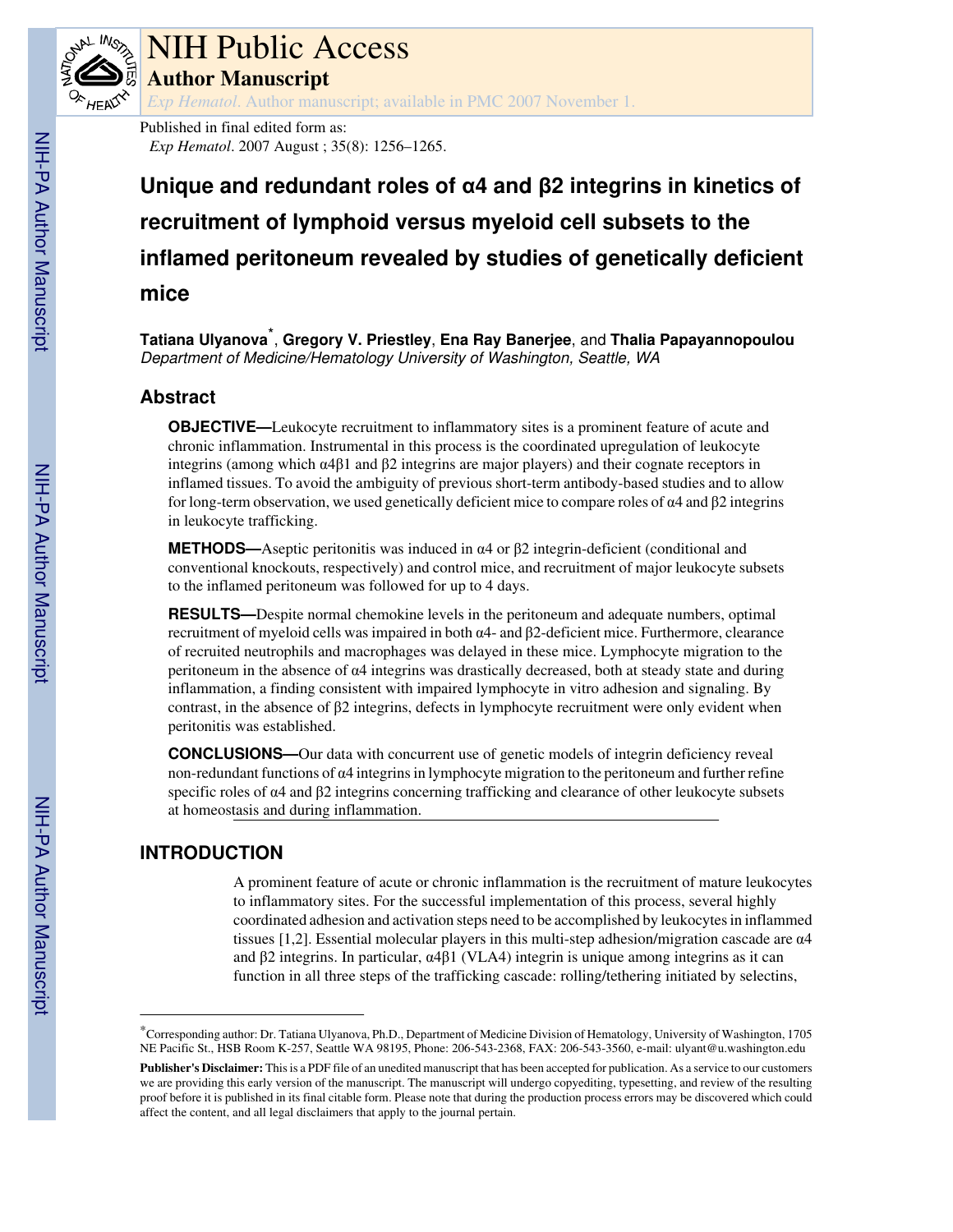# NIH Public Access

## Author Manuscript

*Exp Hematol*. Author manuscript; available in PMC 2007 November 1.

Published in final edited form as:

*Exp Hematol*. 2007 August ; 35(8): 1256–1265.

# Unique and redundant roles of α4 and β2 integrins in kinetics of recruitment of lymphoid versus myeloid cell subsets to the inflamed peritoneum revealed by studies of genetically deficient mice

**Tatiana Ulyanova**[*], **Gregory V. Priestley**, **Ena Ray Banerjee**, and **Thalia Papayannopoulou**

*Department of Medicine/Hematology University of Washington, Seattle, WA*

## Abstract

**OBJECTIVE—**Leukocyte recruitment to inflammatory sites is a prominent feature of acute and chronic inflammation. Instrumental in this process is the coordinated upregulation of leukocyte integrins (among which α4β1 and β2 integrins are major players) and their cognate receptors in inflamed tissues. To avoid the ambiguity of previous short-term antibody-based studies and to allow for long-term observation, we used genetically deficient mice to compare roles of α4 and β2 integrins in leukocyte trafficking.

**METHODS—**Aseptic peritonitis was induced in α4 or β2 integrin-deficient (conditional and conventional knockouts, respectively) and control mice, and recruitment of major leukocyte subsets to the inflamed peritoneum was followed for up to 4 days.

**RESULTS—**Despite normal chemokine levels in the peritoneum and adequate numbers, optimal recruitment of myeloid cells was impaired in both α4- and β2-deficient mice. Furthermore, clearance of recruited neutrophils and macrophages was delayed in these mice. Lymphocyte migration to the peritoneum in the absence of α4 integrins was drastically decreased, both at steady state and during inflammation, a finding consistent with impaired lymphocyte in vitro adhesion and signaling. By contrast, in the absence of β2 integrins, defects in lymphocyte recruitment were only evident when peritonitis was established.

**CONCLUSIONS—**Our data with concurrent use of genetic models of integrin deficiency reveal non-redundant functions of α4 integrins in lymphocyte migration to the peritoneum and further refine specific roles of α4 and β2 integrins concerning trafficking and clearance of other leukocyte subsets at homeostasis and during inflammation.

## INTRODUCTION

A prominent feature of acute or chronic inflammation is the recruitment of mature leukocytes to inflammatory sites. For the successful implementation of this process, several highly coordinated adhesion and activation steps need to be accomplished by leukocytes in inflammed tissues [1,2]. Essential molecular players in this multi-step adhesion/migration cascade are α4 and β2 integrins. In particular, α4β1 (VLA4) integrin is unique among integrins as it can function in all three steps of the trafficking cascade: rolling/tethering initiated by selectins,

[*]Corresponding author: Dr. Tatiana Ulyanova, Ph.D., Department of Medicine Division of Hematology, University of Washington, 1705 NE Pacific St., HSB Room K-257, Seattle WA 98195, Phone: 206-543-2368, FAX: 206-543-3560, e-mail: ulyant@u.washington.edu

**Publisher's Disclaimer:** This is a PDF file of an unedited manuscript that has been accepted for publication. As a service to our customers we are providing this early version of the manuscript. The manuscript will undergo copyediting, typesetting, and review of the resulting proof before it is published in its final citable form. Please note that during the production process errors may be discovered which could affect the content, and all legal disclaimers that apply to the journal pertain.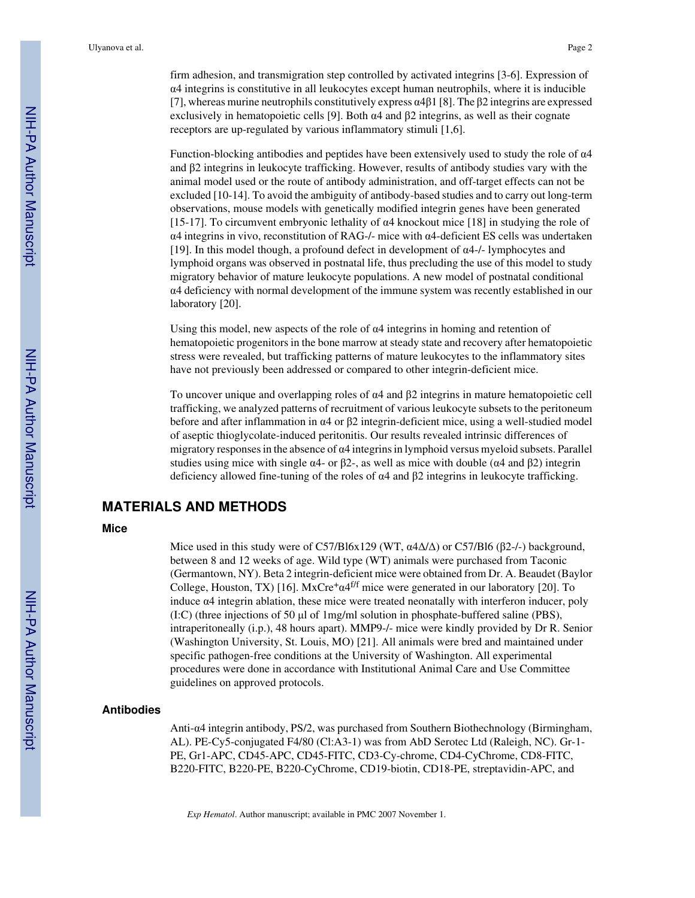firm adhesion, and transmigration step controlled by activated integrins [3-6]. Expression of α4 integrins is constitutive in all leukocytes except human neutrophils, where it is inducible [7], whereas murine neutrophils constitutively express α4β1 [8]. The β2 integrins are expressed exclusively in hematopoietic cells [9]. Both α4 and β2 integrins, as well as their cognate receptors are up-regulated by various inflammatory stimuli [1,6].

Function-blocking antibodies and peptides have been extensively used to study the role of α4 and β2 integrins in leukocyte trafficking. However, results of antibody studies vary with the animal model used or the route of antibody administration, and off-target effects can not be excluded [10-14]. To avoid the ambiguity of antibody-based studies and to carry out long-term observations, mouse models with genetically modified integrin genes have been generated [15-17]. To circumvent embryonic lethality of α4 knockout mice [18] in studying the role of α4 integrins in vivo, reconstitution of RAG-/- mice with α4-deficient ES cells was undertaken [19]. In this model though, a profound defect in development of α4-/- lymphocytes and lymphoid organs was observed in postnatal life, thus precluding the use of this model to study migratory behavior of mature leukocyte populations. A new model of postnatal conditional α4 deficiency with normal development of the immune system was recently established in our laboratory [20].

Using this model, new aspects of the role of α4 integrins in homing and retention of hematopoietic progenitors in the bone marrow at steady state and recovery after hematopoietic stress were revealed, but trafficking patterns of mature leukocytes to the inflammatory sites have not previously been addressed or compared to other integrin-deficient mice.

To uncover unique and overlapping roles of α4 and β2 integrins in mature hematopoietic cell trafficking, we analyzed patterns of recruitment of various leukocyte subsets to the peritoneum before and after inflammation in α4 or β2 integrin-deficient mice, using a well-studied model of aseptic thioglycolate-induced peritonitis. Our results revealed intrinsic differences of migratory responses in the absence of α4 integrins in lymphoid versus myeloid subsets. Parallel studies using mice with single α4- or β2-, as well as mice with double (α4 and β2) integrin deficiency allowed fine-tuning of the roles of α4 and β2 integrins in leukocyte trafficking.

## MATERIALS AND METHODS

### Mice

Mice used in this study were of C57/Bl6x129 (WT, α4Δ/Δ) or C57/Bl6 (β2-/-) background, between 8 and 12 weeks of age. Wild type (WT) animals were purchased from Taconic (Germantown, NY). Beta 2 integrin-deficient mice were obtained from Dr. A. Beaudet (Baylor College, Houston, TX) [16]. $MxCre^{+}\alpha4^{f/f}$ mice were generated in our laboratory [20]. To induce α4 integrin ablation, these mice were treated neonatally with interferon inducer, poly (I:C) (three injections of 50 μl of 1mg/ml solution in phosphate-buffered saline (PBS), intraperitoneally (i.p.), 48 hours apart). MMP9-/- mice were kindly provided by Dr R. Senior (Washington University, St. Louis, MO) [21]. All animals were bred and maintained under specific pathogen-free conditions at the University of Washington. All experimental procedures were done in accordance with Institutional Animal Care and Use Committee guidelines on approved protocols.

### Antibodies

Anti-α4 integrin antibody, PS/2, was purchased from Southern Biothechnology (Birmingham, AL). PE-Cy5-conjugated F4/80 (Cl:A3-1) was from AbD Serotec Ltd (Raleigh, NC). Gr-1-PE, Gr1-APC, CD45-APC, CD45-FITC, CD3-Cy-chrome, CD4-CyChrome, CD8-FITC, B220-FITC, B220-PE, B220-CyChrome, CD19-biotin, CD18-PE, streptavidin-APC, and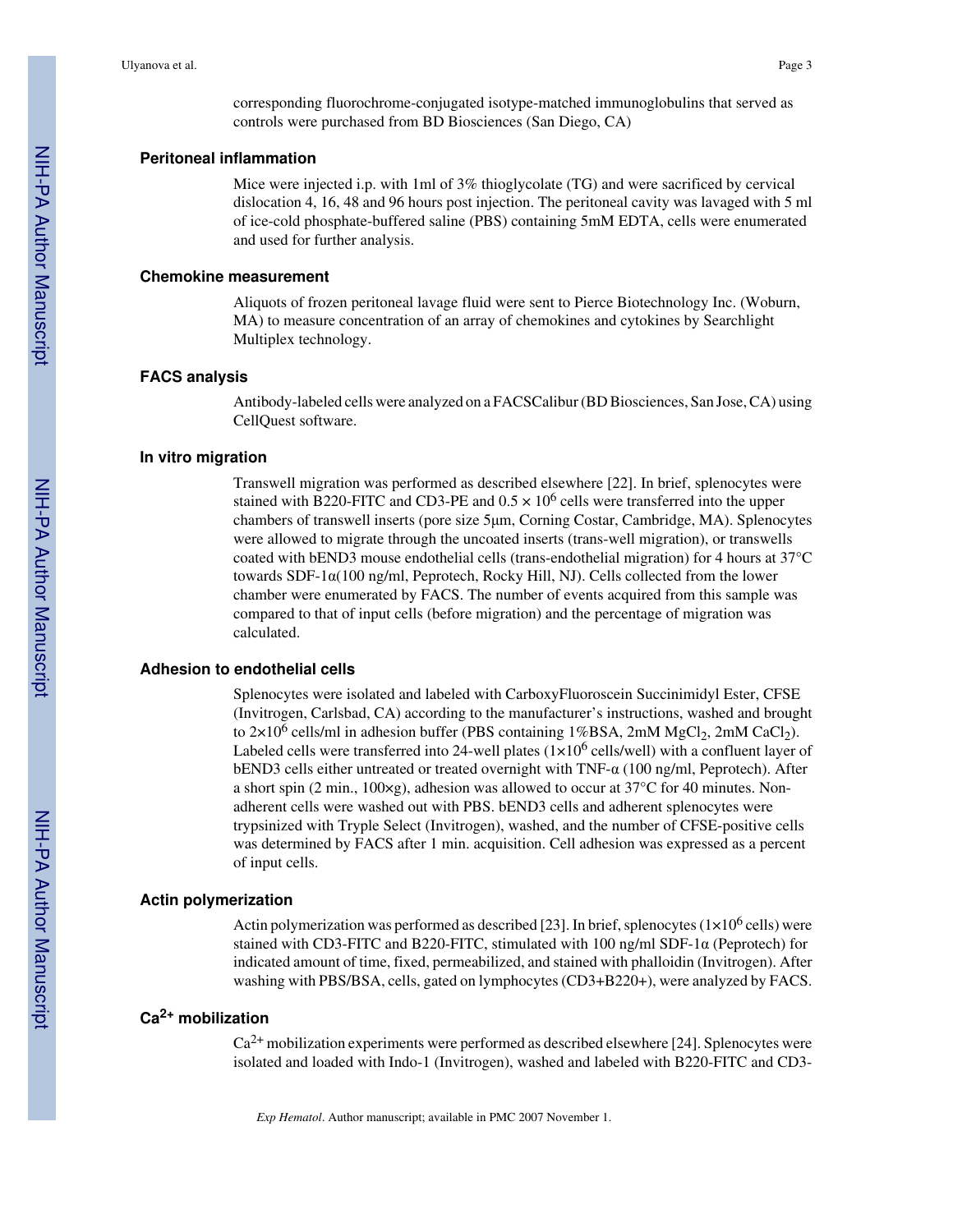corresponding fluorochrome-conjugated isotype-matched immunoglobulins that served as controls were purchased from BD Biosciences (San Diego, CA)

### Peritoneal inflammation

Mice were injected i.p. with 1ml of 3% thioglycolate (TG) and were sacrificed by cervical dislocation 4, 16, 48 and 96 hours post injection. The peritoneal cavity was lavaged with 5 ml of ice-cold phosphate-buffered saline (PBS) containing 5mM EDTA, cells were enumerated and used for further analysis.

### Chemokine measurement

Aliquots of frozen peritoneal lavage fluid were sent to Pierce Biotechnology Inc. (Woburn, MA) to measure concentration of an array of chemokines and cytokines by Searchlight Multiplex technology.

### FACS analysis

Antibody-labeled cells were analyzed on a FACSCalibur (BD Biosciences, San Jose, CA) using CellQuest software.

### In vitro migration

Transwell migration was performed as described elsewhere [22]. In brief, splenocytes were stained with B220-FITC and CD3-PE and $0.5 \times 10^6$ cells were transferred into the upper chambers of transwell inserts (pore size 5μm, Corning Costar, Cambridge, MA). Splenocytes were allowed to migrate through the uncoated inserts (trans-well migration), or transwells coated with bEND3 mouse endothelial cells (trans-endothelial migration) for 4 hours at 37°C towards SDF-1α(100 ng/ml, Peprotech, Rocky Hill, NJ). Cells collected from the lower chamber were enumerated by FACS. The number of events acquired from this sample was compared to that of input cells (before migration) and the percentage of migration was calculated.

### Adhesion to endothelial cells

Splenocytes were isolated and labeled with CarboxyFluoroscein Succinimidyl Ester, CFSE (Invitrogen, Carlsbad, CA) according to the manufacturer's instructions, washed and brought to $2\times10^6$ cells/ml in adhesion buffer (PBS containing 1%BSA, 2mM $MgCl_2$, 2mM $CaCl_2$). Labeled cells were transferred into 24-well plates ($1\times10^6$ cells/well) with a confluent layer of bEND3 cells either untreated or treated overnight with TNF-α (100 ng/ml, Peprotech). After a short spin (2 min., 100×g), adhesion was allowed to occur at 37°C for 40 minutes. Non-adherent cells were washed out with PBS. bEND3 cells and adherent splenocytes were trypsinized with Tryple Select (Invitrogen), washed, and the number of CFSE-positive cells was determined by FACS after 1 min. acquisition. Cell adhesion was expressed as a percent of input cells.

### Actin polymerization

Actin polymerization was performed as described [23]. In brief, splenocytes ($1\times10^6$ cells) were stained with CD3-FITC and B220-FITC, stimulated with 100 ng/ml SDF-1α (Peprotech) for indicated amount of time, fixed, permeabilized, and stained with phalloidin (Invitrogen). After washing with PBS/BSA, cells, gated on lymphocytes (CD3+B220+), were analyzed by FACS.

### $Ca^{2+}$ mobilization

$Ca^{2+}$ mobilization experiments were performed as described elsewhere [24]. Splenocytes were isolated and loaded with Indo-1 (Invitrogen), washed and labeled with B220-FITC and CD3-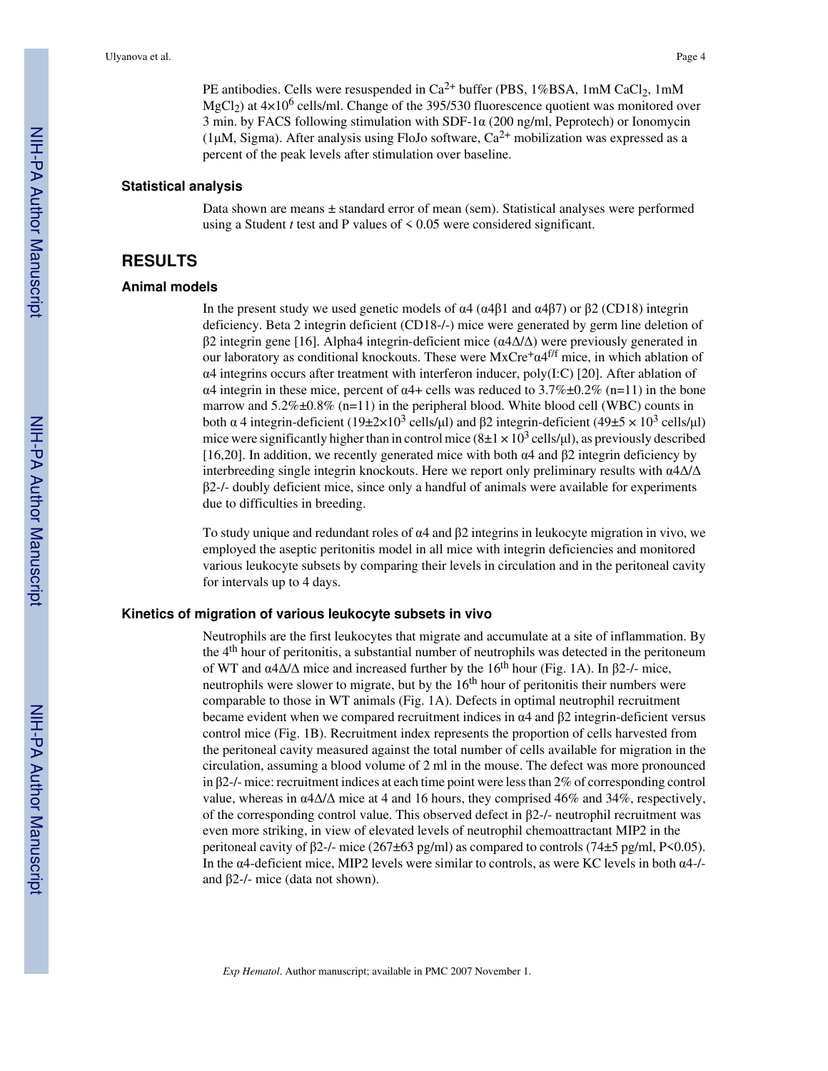PE antibodies. Cells were resuspended in $Ca^{2+}$ buffer (PBS, 1%BSA, 1mM $CaCl_2$, 1mM $MgCl_2$) at $4\times10^6$ cells/ml. Change of the 395/530 fluorescence quotient was monitored over 3 min. by FACS following stimulation with SDF-1α (200 ng/ml, Peprotech) or Ionomycin (1μM, Sigma). After analysis using FloJo software, $Ca^{2+}$ mobilization was expressed as a percent of the peak levels after stimulation over baseline.

### Statistical analysis

Data shown are means ± standard error of mean (sem). Statistical analyses were performed using a Student *t* test and P values of < 0.05 were considered significant.

## RESULTS

### Animal models

In the present study we used genetic models of α4 (α4β1 and α4β7) or β2 (CD18) integrin deficiency. Beta 2 integrin deficient (CD18-/-) mice were generated by germ line deletion of β2 integrin gene [16]. Alpha4 integrin-deficient mice (α4Δ/Δ) were previously generated in our laboratory as conditional knockouts. These were $MxCre^{+}\alpha4^{f/f}$ mice, in which ablation of α4 integrins occurs after treatment with interferon inducer, poly(I:C) [20]. After ablation of α4 integrin in these mice, percent of α4+ cells was reduced to 3.7%±0.2% (n=11) in the bone marrow and 5.2%±0.8% (n=11) in the peripheral blood. White blood cell (WBC) counts in both α 4 integrin-deficient ($19\pm2\times10^3$ cells/μl) and β2 integrin-deficient ($49\pm5\times10^3$ cells/μl) mice were significantly higher than in control mice ($8\pm1\times10^3$ cells/μl), as previously described [16,20]. In addition, we recently generated mice with both α4 and β2 integrin deficiency by interbreeding single integrin knockouts. Here we report only preliminary results with α4Δ/Δ β2-/- doubly deficient mice, since only a handful of animals were available for experiments due to difficulties in breeding.

To study unique and redundant roles of α4 and β2 integrins in leukocyte migration in vivo, we employed the aseptic peritonitis model in all mice with integrin deficiencies and monitored various leukocyte subsets by comparing their levels in circulation and in the peritoneal cavity for intervals up to 4 days.

### Kinetics of migration of various leukocyte subsets in vivo

Neutrophils are the first leukocytes that migrate and accumulate at a site of inflammation. By the $4^{th}$ hour of peritonitis, a substantial number of neutrophils was detected in the peritoneum of WT and α4Δ/Δ mice and increased further by the $16^{th}$ hour (Fig. 1A). In β2-/- mice, neutrophils were slower to migrate, but by the $16^{th}$ hour of peritonitis their numbers were comparable to those in WT animals (Fig. 1A). Defects in optimal neutrophil recruitment became evident when we compared recruitment indices in α4 and β2 integrin-deficient versus control mice (Fig. 1B). Recruitment index represents the proportion of cells harvested from the peritoneal cavity measured against the total number of cells available for migration in the circulation, assuming a blood volume of 2 ml in the mouse. The defect was more pronounced in β2-/- mice: recruitment indices at each time point were less than 2% of corresponding control value, whereas in α4Δ/Δ mice at 4 and 16 hours, they comprised 46% and 34%, respectively, of the corresponding control value. This observed defect in β2-/- neutrophil recruitment was even more striking, in view of elevated levels of neutrophil chemoattractant MIP2 in the peritoneal cavity of β2-/- mice (267±63 pg/ml) as compared to controls (74±5 pg/ml, P<0.05). In the α4-deficient mice, MIP2 levels were similar to controls, as were KC levels in both α4-/- and β2-/- mice (data not shown).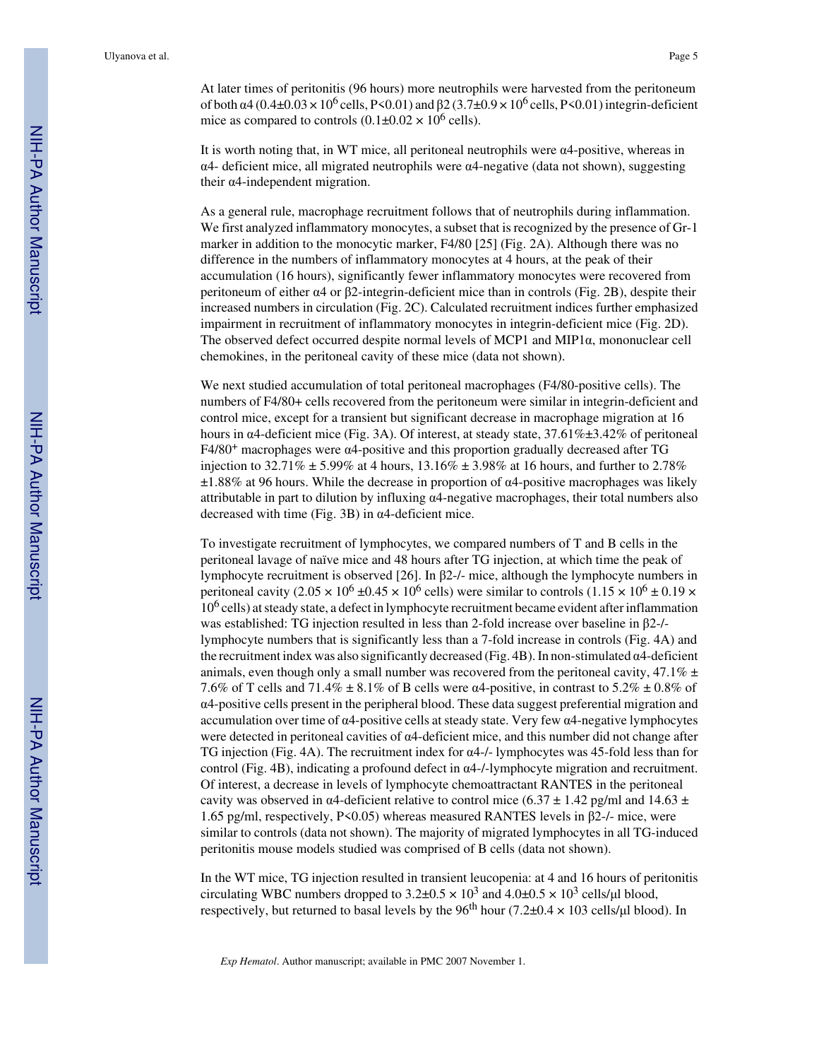At later times of peritonitis (96 hours) more neutrophils were harvested from the peritoneum of both α4 ($0.4\pm0.03 \times 10^6$ cells, $P<0.01$) and β2 ($3.7\pm0.9 \times 10^6$ cells, $P<0.01$) integrin-deficient mice as compared to controls ($0.1\pm0.02 \times 10^6$ cells).

It is worth noting that, in WT mice, all peritoneal neutrophils were α4-positive, whereas in α4- deficient mice, all migrated neutrophils were α4-negative (data not shown), suggesting their α4-independent migration.

As a general rule, macrophage recruitment follows that of neutrophils during inflammation. We first analyzed inflammatory monocytes, a subset that is recognized by the presence of Gr-1 marker in addition to the monocytic marker, F4/80 [25] (Fig. 2A). Although there was no difference in the numbers of inflammatory monocytes at 4 hours, at the peak of their accumulation (16 hours), significantly fewer inflammatory monocytes were recovered from peritoneum of either α4 or β2-integrin-deficient mice than in controls (Fig. 2B), despite their increased numbers in circulation (Fig. 2C). Calculated recruitment indices further emphasized impairment in recruitment of inflammatory monocytes in integrin-deficient mice (Fig. 2D). The observed defect occurred despite normal levels of MCP1 and MIP1α, mononuclear cell chemokines, in the peritoneal cavity of these mice (data not shown).

We next studied accumulation of total peritoneal macrophages (F4/80-positive cells). The numbers of F4/80+ cells recovered from the peritoneum were similar in integrin-deficient and control mice, except for a transient but significant decrease in macrophage migration at 16 hours in α4-deficient mice (Fig. 3A). Of interest, at steady state, 37.61%±3.42% of peritoneal $F4/80^+$ macrophages were α4-positive and this proportion gradually decreased after TG injection to 32.71% ± 5.99% at 4 hours, 13.16% ± 3.98% at 16 hours, and further to 2.78% ±1.88% at 96 hours. While the decrease in proportion of α4-positive macrophages was likely attributable in part to dilution by influxing α4-negative macrophages, their total numbers also decreased with time (Fig. 3B) in α4-deficient mice.

To investigate recruitment of lymphocytes, we compared numbers of T and B cells in the peritoneal lavage of naïve mice and 48 hours after TG injection, at which time the peak of lymphocyte recruitment is observed [26]. In β2-/- mice, although the lymphocyte numbers in peritoneal cavity ($2.05 \times 10^6 \pm 0.45 \times 10^6$ cells) were similar to controls ($1.15 \times 10^6 \pm 0.19 \times 10^6$ cells) at steady state, a defect in lymphocyte recruitment became evident after inflammation was established: TG injection resulted in less than 2-fold increase over baseline in β2-/- lymphocyte numbers that is significantly less than a 7-fold increase in controls (Fig. 4A) and the recruitment index was also significantly decreased (Fig. 4B). In non-stimulated α4-deficient animals, even though only a small number was recovered from the peritoneal cavity, 47.1% ± 7.6% of T cells and 71.4% ± 8.1% of B cells were α4-positive, in contrast to 5.2% ± 0.8% of α4-positive cells present in the peripheral blood. These data suggest preferential migration and accumulation over time of α4-positive cells at steady state. Very few α4-negative lymphocytes were detected in peritoneal cavities of α4-deficient mice, and this number did not change after TG injection (Fig. 4A). The recruitment index for α4-/- lymphocytes was 45-fold less than for control (Fig. 4B), indicating a profound defect in α4-/-lymphocyte migration and recruitment. Of interest, a decrease in levels of lymphocyte chemoattractant RANTES in the peritoneal cavity was observed in α4-deficient relative to control mice (6.37 ± 1.42 pg/ml and 14.63 ± 1.65 pg/ml, respectively, $P<0.05$) whereas measured RANTES levels in β2-/- mice, were similar to controls (data not shown). The majority of migrated lymphocytes in all TG-induced peritonitis mouse models studied was comprised of B cells (data not shown).

In the WT mice, TG injection resulted in transient leucopenia: at 4 and 16 hours of peritonitis circulating WBC numbers dropped to $3.2\pm0.5 \times 10^3$ and $4.0\pm0.5 \times 10^3$ cells/μl blood, respectively, but returned to basal levels by the 96[th] hour ($7.2\pm0.4 \times 103$ cells/μl blood). In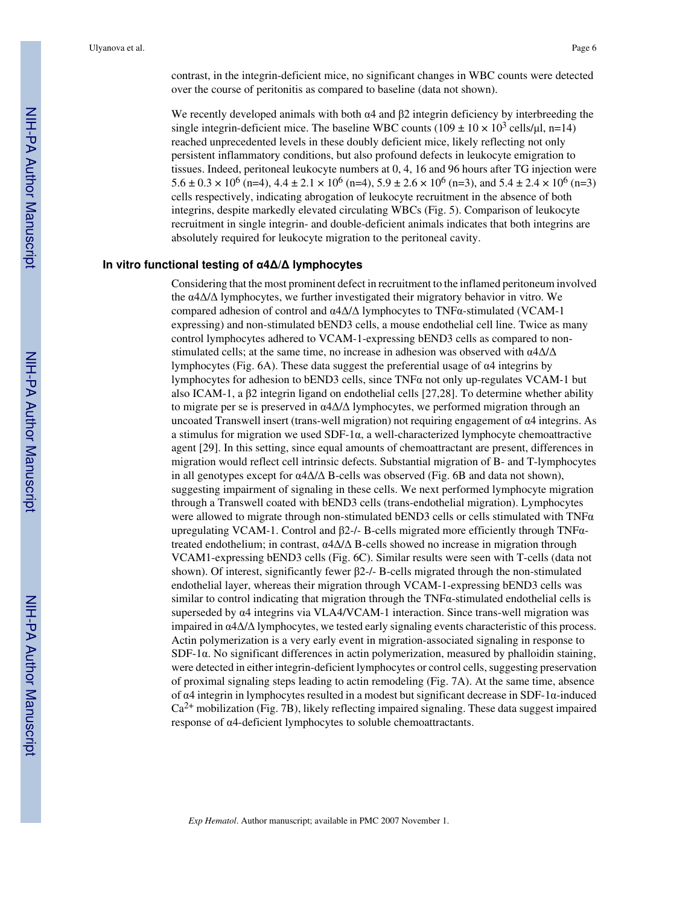contrast, in the integrin-deficient mice, no significant changes in WBC counts were detected over the course of peritonitis as compared to baseline (data not shown).

We recently developed animals with both α4 and β2 integrin deficiency by interbreeding the single integrin-deficient mice. The baseline WBC counts ($109 \pm 10 \times 10^3$ cells/μl, n=14) reached unprecedented levels in these doubly deficient mice, likely reflecting not only persistent inflammatory conditions, but also profound defects in leukocyte emigration to tissues. Indeed, peritoneal leukocyte numbers at 0, 4, 16 and 96 hours after TG injection were $5.6 \pm 0.3 \times 10^6$ (n=4), $4.4 \pm 2.1 \times 10^6$ (n=4), $5.9 \pm 2.6 \times 10^6$ (n=3), and $5.4 \pm 2.4 \times 10^6$ (n=3) cells respectively, indicating abrogation of leukocyte recruitment in the absence of both integrins, despite markedly elevated circulating WBCs (Fig. 5). Comparison of leukocyte recruitment in single integrin- and double-deficient animals indicates that both integrins are absolutely required for leukocyte migration to the peritoneal cavity.

## In vitro functional testing of α4Δ/Δ lymphocytes

Considering that the most prominent defect in recruitment to the inflamed peritoneum involved the α4Δ/Δ lymphocytes, we further investigated their migratory behavior in vitro. We compared adhesion of control and α4Δ/Δ lymphocytes to TNFα-stimulated (VCAM-1 expressing) and non-stimulated bEND3 cells, a mouse endothelial cell line. Twice as many control lymphocytes adhered to VCAM-1-expressing bEND3 cells as compared to non-stimulated cells; at the same time, no increase in adhesion was observed with α4Δ/Δ lymphocytes (Fig. 6A). These data suggest the preferential usage of α4 integrins by lymphocytes for adhesion to bEND3 cells, since TNFα not only up-regulates VCAM-1 but also ICAM-1, a β2 integrin ligand on endothelial cells [27,28]. To determine whether ability to migrate per se is preserved in α4Δ/Δ lymphocytes, we performed migration through an uncoated Transwell insert (trans-well migration) not requiring engagement of α4 integrins. As a stimulus for migration we used SDF-1α, a well-characterized lymphocyte chemoattractive agent [29]. In this setting, since equal amounts of chemoattractant are present, differences in migration would reflect cell intrinsic defects. Substantial migration of B- and T-lymphocytes in all genotypes except for α4Δ/Δ B-cells was observed (Fig. 6B and data not shown), suggesting impairment of signaling in these cells. We next performed lymphocyte migration through a Transwell coated with bEND3 cells (trans-endothelial migration). Lymphocytes were allowed to migrate through non-stimulated bEND3 cells or cells stimulated with TNFα upregulating VCAM-1. Control and β2-/- B-cells migrated more efficiently through TNFα-treated endothelium; in contrast, α4Δ/Δ B-cells showed no increase in migration through VCAM1-expressing bEND3 cells (Fig. 6C). Similar results were seen with T-cells (data not shown). Of interest, significantly fewer β2-/- B-cells migrated through the non-stimulated endothelial layer, whereas their migration through VCAM-1-expressing bEND3 cells was similar to control indicating that migration through the TNFα-stimulated endothelial cells is superseded by α4 integrins via VLA4/VCAM-1 interaction. Since trans-well migration was impaired in α4Δ/Δ lymphocytes, we tested early signaling events characteristic of this process. Actin polymerization is a very early event in migration-associated signaling in response to SDF-1α. No significant differences in actin polymerization, measured by phalloidin staining, were detected in either integrin-deficient lymphocytes or control cells, suggesting preservation of proximal signaling steps leading to actin remodeling (Fig. 7A). At the same time, absence of α4 integrin in lymphocytes resulted in a modest but significant decrease in SDF-1α-induced $Ca^{2+}$ mobilization (Fig. 7B), likely reflecting impaired signaling. These data suggest impaired response of α4-deficient lymphocytes to soluble chemoattractants.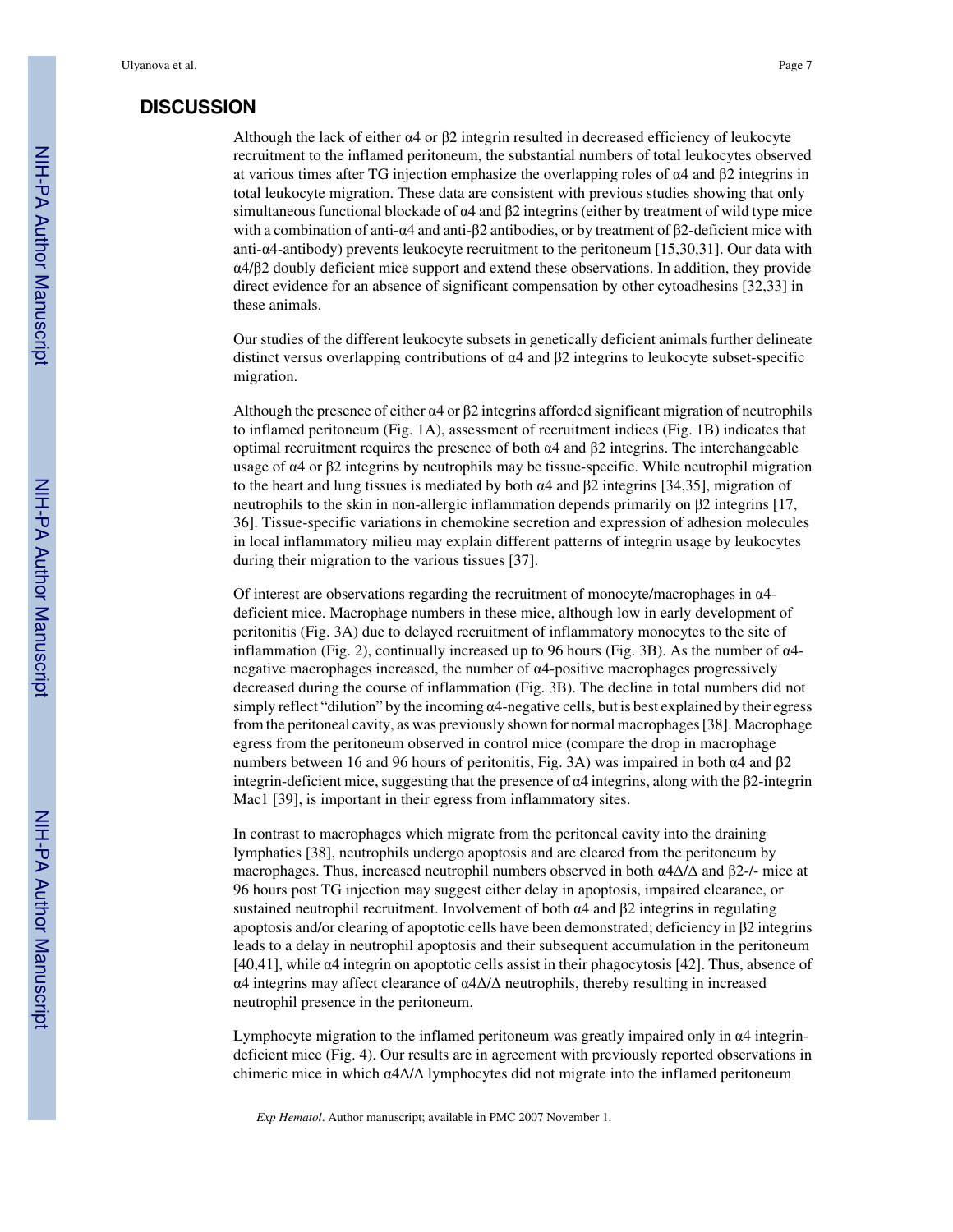## DISCUSSION

Although the lack of either α4 or β2 integrin resulted in decreased efficiency of leukocyte recruitment to the inflamed peritoneum, the substantial numbers of total leukocytes observed at various times after TG injection emphasize the overlapping roles of α4 and β2 integrins in total leukocyte migration. These data are consistent with previous studies showing that only simultaneous functional blockade of α4 and β2 integrins (either by treatment of wild type mice with a combination of anti-α4 and anti-β2 antibodies, or by treatment of β2-deficient mice with anti-α4-antibody) prevents leukocyte recruitment to the peritoneum [15,30,31]. Our data with α4/β2 doubly deficient mice support and extend these observations. In addition, they provide direct evidence for an absence of significant compensation by other cytoadhesins [32,33] in these animals.

Our studies of the different leukocyte subsets in genetically deficient animals further delineate distinct versus overlapping contributions of α4 and β2 integrins to leukocyte subset-specific migration.

Although the presence of either α4 or β2 integrins afforded significant migration of neutrophils to inflamed peritoneum (Fig. 1A), assessment of recruitment indices (Fig. 1B) indicates that optimal recruitment requires the presence of both α4 and β2 integrins. The interchangeable usage of α4 or β2 integrins by neutrophils may be tissue-specific. While neutrophil migration to the heart and lung tissues is mediated by both α4 and β2 integrins [34,35], migration of neutrophils to the skin in non-allergic inflammation depends primarily on β2 integrins [17, 36]. Tissue-specific variations in chemokine secretion and expression of adhesion molecules in local inflammatory milieu may explain different patterns of integrin usage by leukocytes during their migration to the various tissues [37].

Of interest are observations regarding the recruitment of monocyte/macrophages in α4-deficient mice. Macrophage numbers in these mice, although low in early development of peritonitis (Fig. 3A) due to delayed recruitment of inflammatory monocytes to the site of inflammation (Fig. 2), continually increased up to 96 hours (Fig. 3B). As the number of α4-negative macrophages increased, the number of α4-positive macrophages progressively decreased during the course of inflammation (Fig. 3B). The decline in total numbers did not simply reflect "dilution" by the incoming α4-negative cells, but is best explained by their egress from the peritoneal cavity, as was previously shown for normal macrophages [38]. Macrophage egress from the peritoneum observed in control mice (compare the drop in macrophage numbers between 16 and 96 hours of peritonitis, Fig. 3A) was impaired in both α4 and β2 integrin-deficient mice, suggesting that the presence of α4 integrins, along with the β2-integrin Mac1 [39], is important in their egress from inflammatory sites.

In contrast to macrophages which migrate from the peritoneal cavity into the draining lymphatics [38], neutrophils undergo apoptosis and are cleared from the peritoneum by macrophages. Thus, increased neutrophil numbers observed in both α4Δ/Δ and β2-/- mice at 96 hours post TG injection may suggest either delay in apoptosis, impaired clearance, or sustained neutrophil recruitment. Involvement of both α4 and β2 integrins in regulating apoptosis and/or clearing of apoptotic cells have been demonstrated; deficiency in β2 integrins leads to a delay in neutrophil apoptosis and their subsequent accumulation in the peritoneum [40,41], while α4 integrin on apoptotic cells assist in their phagocytosis [42]. Thus, absence of α4 integrins may affect clearance of α4Δ/Δ neutrophils, thereby resulting in increased neutrophil presence in the peritoneum.

Lymphocyte migration to the inflamed peritoneum was greatly impaired only in α4 integrin-deficient mice (Fig. 4). Our results are in agreement with previously reported observations in chimeric mice in which α4Δ/Δ lymphocytes did not migrate into the inflamed peritoneum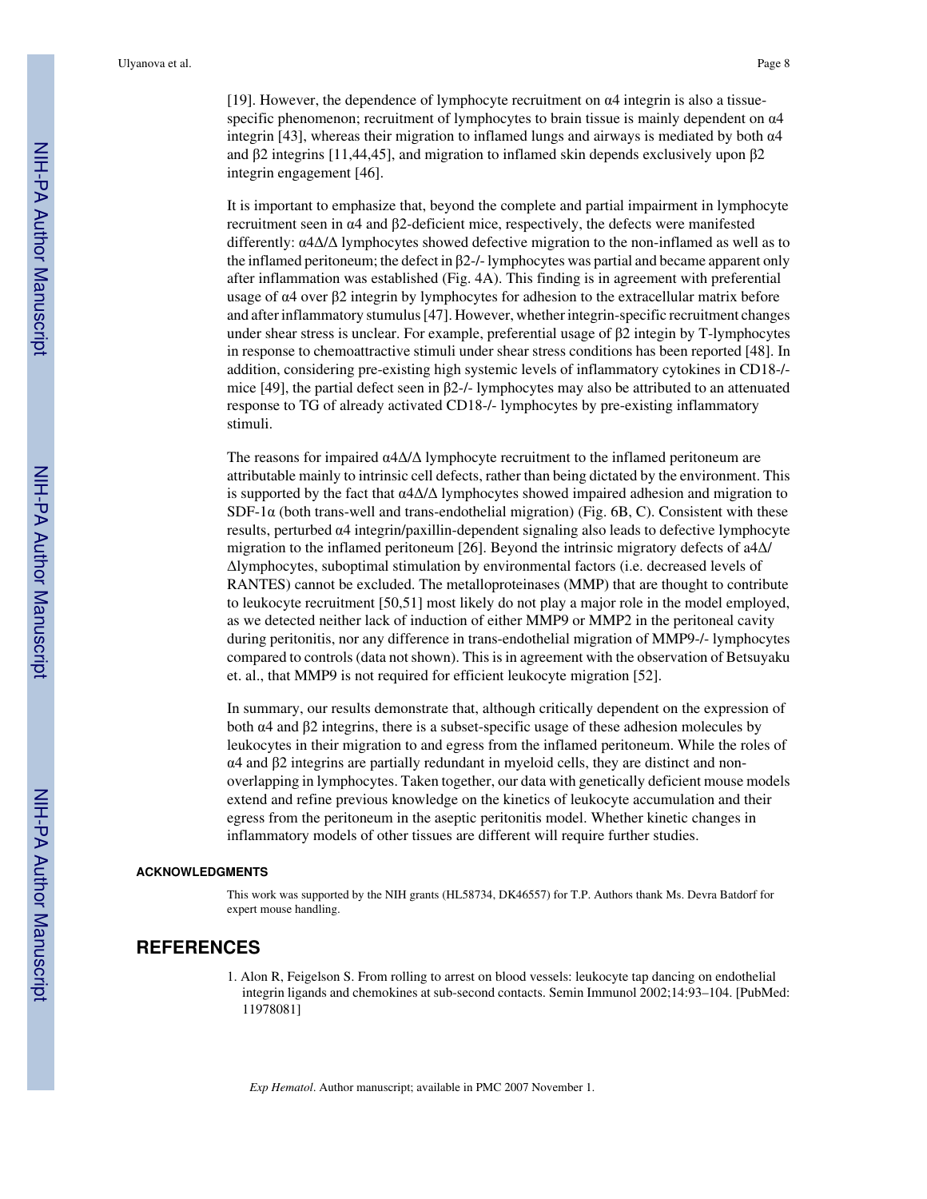[19]. However, the dependence of lymphocyte recruitment on α4 integrin is also a tissue-specific phenomenon; recruitment of lymphocytes to brain tissue is mainly dependent on α4 integrin [43], whereas their migration to inflamed lungs and airways is mediated by both α4 and β2 integrins [11,44,45], and migration to inflamed skin depends exclusively upon β2 integrin engagement [46].

It is important to emphasize that, beyond the complete and partial impairment in lymphocyte recruitment seen in α4 and β2-deficient mice, respectively, the defects were manifested differently: α4Δ/Δ lymphocytes showed defective migration to the non-inflamed as well as to the inflamed peritoneum; the defect in β2-/- lymphocytes was partial and became apparent only after inflammation was established (Fig. 4A). This finding is in agreement with preferential usage of α4 over β2 integrin by lymphocytes for adhesion to the extracellular matrix before and after inflammatory stimulus [47]. However, whether integrin-specific recruitment changes under shear stress is unclear. For example, preferential usage of β2 integrin by T-lymphocytes in response to chemoattractive stimuli under shear stress conditions has been reported [48]. In addition, considering pre-existing high systemic levels of inflammatory cytokines in CD18-/- mice [49], the partial defect seen in β2-/- lymphocytes may also be attributed to an attenuated response to TG of already activated CD18-/- lymphocytes by pre-existing inflammatory stimuli.

The reasons for impaired α4Δ/Δ lymphocyte recruitment to the inflamed peritoneum are attributable mainly to intrinsic cell defects, rather than being dictated by the environment. This is supported by the fact that α4Δ/Δ lymphocytes showed impaired adhesion and migration to SDF-1α (both trans-well and trans-endothelial migration) (Fig. 6B, C). Consistent with these results, perturbed α4 integrin/paxillin-dependent signaling also leads to defective lymphocyte migration to the inflamed peritoneum [26]. Beyond the intrinsic migratory defects of a4Δ/Δlymphocytes, suboptimal stimulation by environmental factors (i.e. decreased levels of RANTES) cannot be excluded. The metalloproteinases (MMP) that are thought to contribute to leukocyte recruitment [50,51] most likely do not play a major role in the model employed, as we detected neither lack of induction of either MMP9 or MMP2 in the peritoneal cavity during peritonitis, nor any difference in trans-endothelial migration of MMP9-/- lymphocytes compared to controls (data not shown). This is in agreement with the observation of Betsuyaku et. al., that MMP9 is not required for efficient leukocyte migration [52].

In summary, our results demonstrate that, although critically dependent on the expression of both α4 and β2 integrins, there is a subset-specific usage of these adhesion molecules by leukocytes in their migration to and egress from the inflamed peritoneum. While the roles of α4 and β2 integrins are partially redundant in myeloid cells, they are distinct and non-overlapping in lymphocytes. Taken together, our data with genetically deficient mouse models extend and refine previous knowledge on the kinetics of leukocyte accumulation and their egress from the peritoneum in the aseptic peritonitis model. Whether kinetic changes in inflammatory models of other tissues are different will require further studies.

#### ACKNOWLEDGMENTS

This work was supported by the NIH grants (HL58734, DK46557) for T.P. Authors thank Ms. Devra Batdorf for expert mouse handling.

## REFERENCES

1. Alon R, Feigelson S. From rolling to arrest on blood vessels: leukocyte tap dancing on endothelial integrin ligands and chemokines at sub-second contacts. Semin Immunol 2002;14:93–104. [PubMed: 11978081]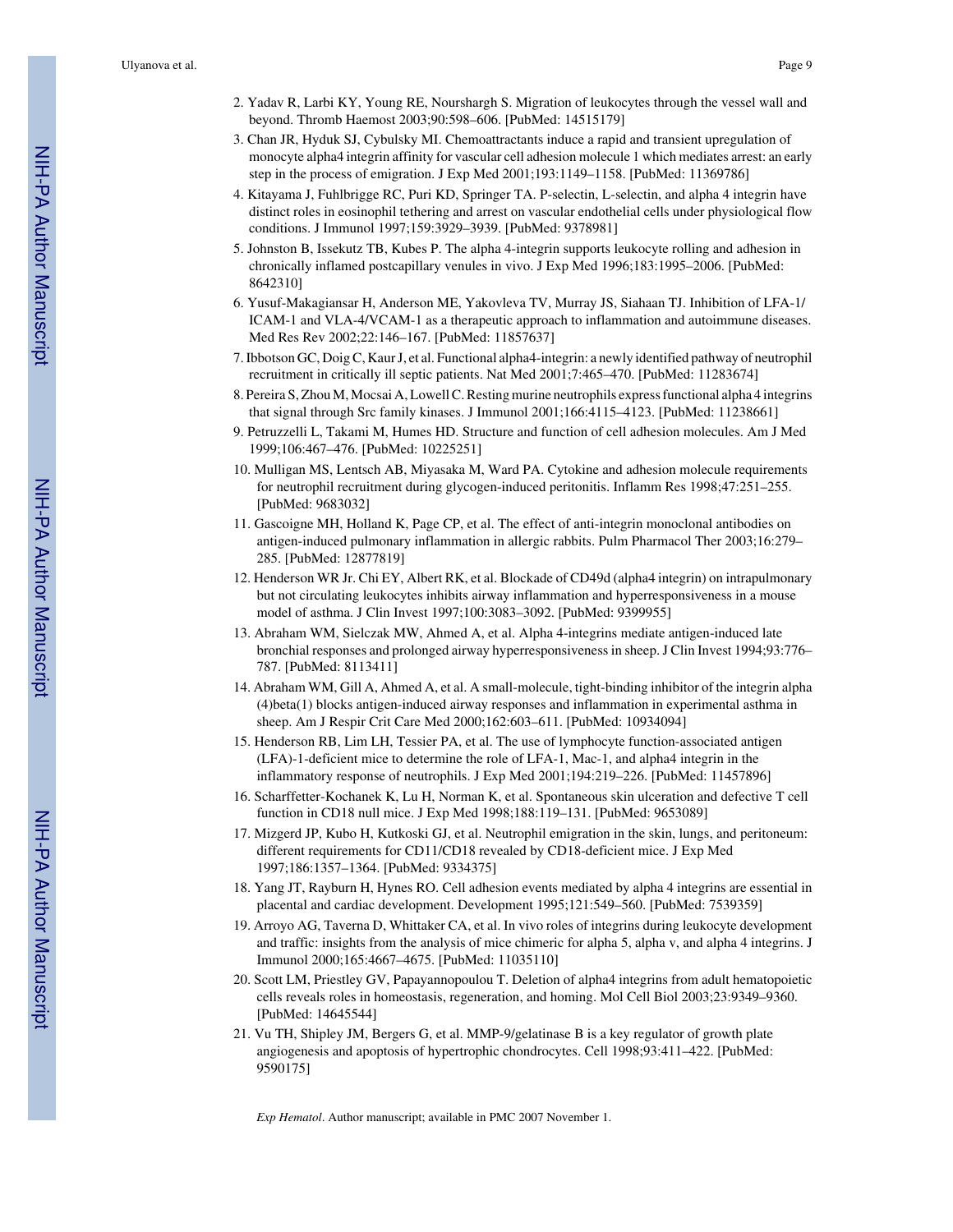2. Yadav R, Larbi KY, Young RE, Nourshargh S. Migration of leukocytes through the vessel wall and beyond. Thromb Haemost 2003;90:598–606. [PubMed: 14515179]
3. Chan JR, Hyduk SJ, Cybulsky MI. Chemoattractants induce a rapid and transient upregulation of monocyte alpha4 integrin affinity for vascular cell adhesion molecule 1 which mediates arrest: an early step in the process of emigration. J Exp Med 2001;193:1149–1158. [PubMed: 11369786]
4. Kitayama J, Fuhlbrigge RC, Puri KD, Springer TA. P-selectin, L-selectin, and alpha 4 integrin have distinct roles in eosinophil tethering and arrest on vascular endothelial cells under physiological flow conditions. J Immunol 1997;159:3929–3939. [PubMed: 9378981]
5. Johnston B, Issekutz TB, Kubes P. The alpha 4-integrin supports leukocyte rolling and adhesion in chronically inflamed postcapillary venules in vivo. J Exp Med 1996;183:1995–2006. [PubMed: 8642310]
6. Yusuf-Makagiansar H, Anderson ME, Yakovleva TV, Murray JS, Siahaan TJ. Inhibition of LFA-1/ICAM-1 and VLA-4/VCAM-1 as a therapeutic approach to inflammation and autoimmune diseases. Med Res Rev 2002;22:146–167. [PubMed: 11857637]
7. Ibbotson GC, Doig C, Kaur J, et al. Functional alpha4-integrin: a newly identified pathway of neutrophil recruitment in critically ill septic patients. Nat Med 2001;7:465–470. [PubMed: 11283674]
8. Pereira S, Zhou M, Mocsai A, Lowell C. Resting murine neutrophils express functional alpha 4 integrins that signal through Src family kinases. J Immunol 2001;166:4115–4123. [PubMed: 11238661]
9. Petruzzelli L, Takami M, Humes HD. Structure and function of cell adhesion molecules. Am J Med 1999;106:467–476. [PubMed: 10225251]
10. Mulligan MS, Lentsch AB, Miyasaka M, Ward PA. Cytokine and adhesion molecule requirements for neutrophil recruitment during glycogen-induced peritonitis. Inflamm Res 1998;47:251–255. [PubMed: 9683032]
11. Gascoigne MH, Holland K, Page CP, et al. The effect of anti-integrin monoclonal antibodies on antigen-induced pulmonary inflammation in allergic rabbits. Pulm Pharmacol Ther 2003;16:279–285. [PubMed: 12877819]
12. Henderson WR Jr. Chi EY, Albert RK, et al. Blockade of CD49d (alpha4 integrin) on intrapulmonary but not circulating leukocytes inhibits airway inflammation and hyperresponsiveness in a mouse model of asthma. J Clin Invest 1997;100:3083–3092. [PubMed: 9399955]
13. Abraham WM, Sielczak MW, Ahmed A, et al. Alpha 4-integrins mediate antigen-induced late bronchial responses and prolonged airway hyperresponsiveness in sheep. J Clin Invest 1994;93:776–787. [PubMed: 8113411]
14. Abraham WM, Gill A, Ahmed A, et al. A small-molecule, tight-binding inhibitor of the integrin alpha (4)beta(1) blocks antigen-induced airway responses and inflammation in experimental asthma in sheep. Am J Respir Crit Care Med 2000;162:603–611. [PubMed: 10934094]
15. Henderson RB, Lim LH, Tessier PA, et al. The use of lymphocyte function-associated antigen (LFA)-1-deficient mice to determine the role of LFA-1, Mac-1, and alpha4 integrin in the inflammatory response of neutrophils. J Exp Med 2001;194:219–226. [PubMed: 11457896]
16. Scharffetter-Kochanek K, Lu H, Norman K, et al. Spontaneous skin ulceration and defective T cell function in CD18 null mice. J Exp Med 1998;188:119–131. [PubMed: 9653089]
17. Mizgerd JP, Kubo H, Kutkoski GJ, et al. Neutrophil emigration in the skin, lungs, and peritoneum: different requirements for CD11/CD18 revealed by CD18-deficient mice. J Exp Med 1997;186:1357–1364. [PubMed: 9334375]
18. Yang JT, Rayburn H, Hynes RO. Cell adhesion events mediated by alpha 4 integrins are essential in placental and cardiac development. Development 1995;121:549–560. [PubMed: 7539359]
19. Arroyo AG, Taverna D, Whittaker CA, et al. In vivo roles of integrins during leukocyte development and traffic: insights from the analysis of mice chimeric for alpha 5, alpha v, and alpha 4 integrins. J Immunol 2000;165:4667–4675. [PubMed: 11035110]
20. Scott LM, Priestley GV, Papayannopoulou T. Deletion of alpha4 integrins from adult hematopoietic cells reveals roles in homeostasis, regeneration, and homing. Mol Cell Biol 2003;23:9349–9360. [PubMed: 14645544]
21. Vu TH, Shipley JM, Bergers G, et al. MMP-9/gelatinase B is a key regulator of growth plate angiogenesis and apoptosis of hypertrophic chondrocytes. Cell 1998;93:411–422. [PubMed: 9590175]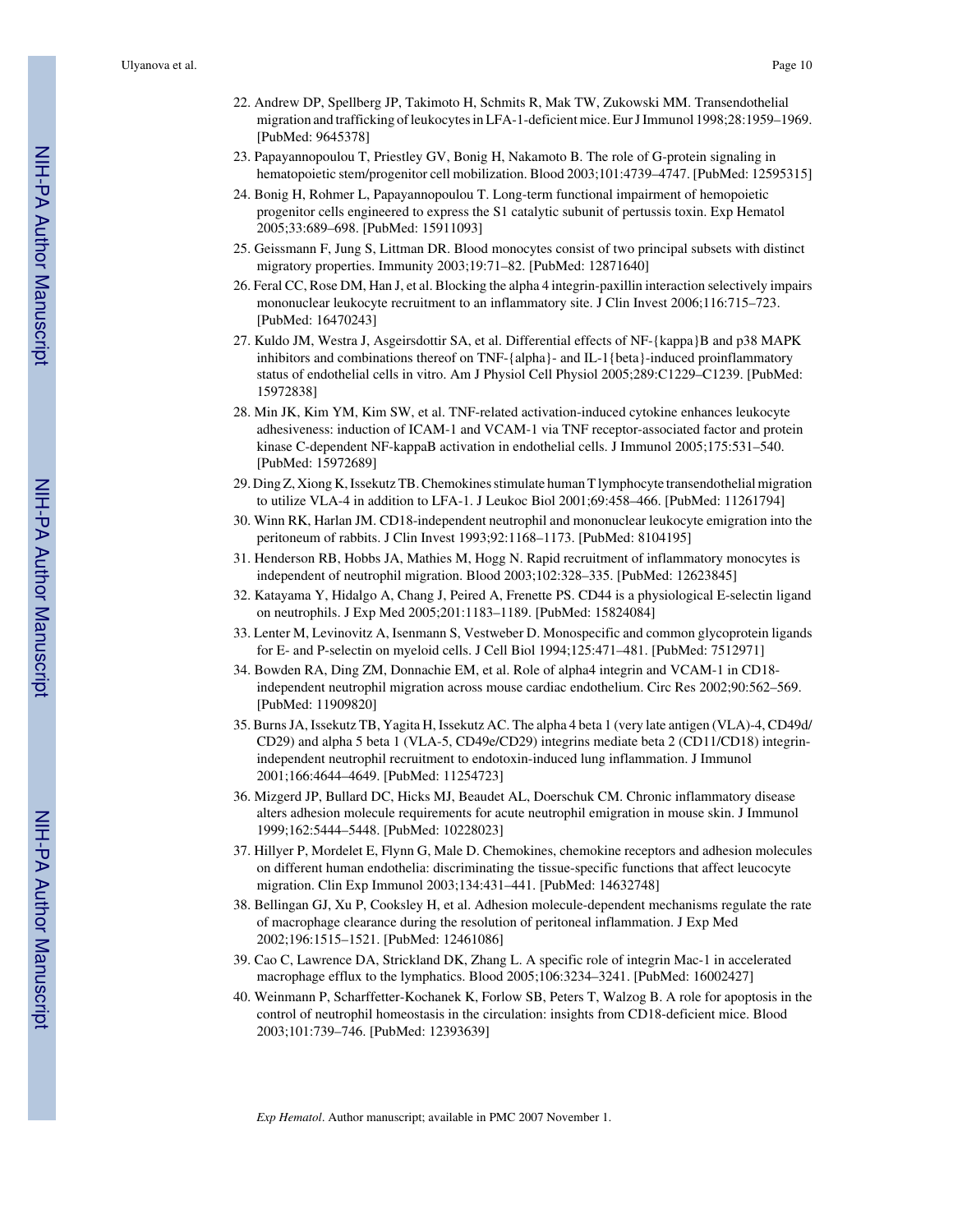22. Andrew DP, Spellberg JP, Takimoto H, Schmits R, Mak TW, Zukowski MM. Transendothelial migration and trafficking of leukocytes in LFA-1-deficient mice. Eur J Immunol 1998;28:1959–1969. [PubMed: 9645378]
23. Papayannopoulou T, Priestley GV, Bonig H, Nakamoto B. The role of G-protein signaling in hematopoietic stem/progenitor cell mobilization. Blood 2003;101:4739–4747. [PubMed: 12595315]
24. Bonig H, Rohmer L, Papayannopoulou T. Long-term functional impairment of hemopoietic progenitor cells engineered to express the S1 catalytic subunit of pertussis toxin. Exp Hematol 2005;33:689–698. [PubMed: 15911093]
25. Geissmann F, Jung S, Littman DR. Blood monocytes consist of two principal subsets with distinct migratory properties. Immunity 2003;19:71–82. [PubMed: 12871640]
26. Feral CC, Rose DM, Han J, et al. Blocking the alpha 4 integrin-paxillin interaction selectively impairs mononuclear leukocyte recruitment to an inflammatory site. J Clin Invest 2006;116:715–723. [PubMed: 16470243]
27. Kuldo JM, Westra J, Asgeirsdottir SA, et al. Differential effects of NF-{kappa}B and p38 MAPK inhibitors and combinations thereof on TNF-{alpha}- and IL-1{beta}-induced proinflammatory status of endothelial cells in vitro. Am J Physiol Cell Physiol 2005;289:C1229–C1239. [PubMed: 15972838]
28. Min JK, Kim YM, Kim SW, et al. TNF-related activation-induced cytokine enhances leukocyte adhesiveness: induction of ICAM-1 and VCAM-1 via TNF receptor-associated factor and protein kinase C-dependent NF-kappaB activation in endothelial cells. J Immunol 2005;175:531–540. [PubMed: 15972689]
29. Ding Z, Xiong K, Issekutz TB. Chemokines stimulate human T lymphocyte transendothelial migration to utilize VLA-4 in addition to LFA-1. J Leukoc Biol 2001;69:458–466. [PubMed: 11261794]
30. Winn RK, Harlan JM. CD18-independent neutrophil and mononuclear leukocyte emigration into the peritoneum of rabbits. J Clin Invest 1993;92:1168–1173. [PubMed: 8104195]
31. Henderson RB, Hobbs JA, Mathies M, Hogg N. Rapid recruitment of inflammatory monocytes is independent of neutrophil migration. Blood 2003;102:328–335. [PubMed: 12623845]
32. Katayama Y, Hidalgo A, Chang J, Peired A, Frenette PS. CD44 is a physiological E-selectin ligand on neutrophils. J Exp Med 2005;201:1183–1189. [PubMed: 15824084]
33. Lenter M, Levinovitz A, Isenmann S, Vestweber D. Monospecific and common glycoprotein ligands for E- and P-selectin on myeloid cells. J Cell Biol 1994;125:471–481. [PubMed: 7512971]
34. Bowden RA, Ding ZM, Donnachie EM, et al. Role of alpha4 integrin and VCAM-1 in CD18-independent neutrophil migration across mouse cardiac endothelium. Circ Res 2002;90:562–569. [PubMed: 11909820]
35. Burns JA, Issekutz TB, Yagita H, Issekutz AC. The alpha 4 beta 1 (very late antigen (VLA)-4, CD49d/CD29) and alpha 5 beta 1 (VLA-5, CD49e/CD29) integrins mediate beta 2 (CD11/CD18) integrin-independent neutrophil recruitment to endotoxin-induced lung inflammation. J Immunol 2001;166:4644–4649. [PubMed: 11254723]
36. Mizgerd JP, Bullard DC, Hicks MJ, Beaudet AL, Doerschuk CM. Chronic inflammatory disease alters adhesion molecule requirements for acute neutrophil emigration in mouse skin. J Immunol 1999;162:5444–5448. [PubMed: 10228023]
37. Hillyer P, Mordelet E, Flynn G, Male D. Chemokines, chemokine receptors and adhesion molecules on different human endothelia: discriminating the tissue-specific functions that affect leucocyte migration. Clin Exp Immunol 2003;134:431–441. [PubMed: 14632748]
38. Bellingan GJ, Xu P, Cooksley H, et al. Adhesion molecule-dependent mechanisms regulate the rate of macrophage clearance during the resolution of peritoneal inflammation. J Exp Med 2002;196:1515–1521. [PubMed: 12461086]
39. Cao C, Lawrence DA, Strickland DK, Zhang L. A specific role of integrin Mac-1 in accelerated macrophage efflux to the lymphatics. Blood 2005;106:3234–3241. [PubMed: 16002427]
40. Weinmann P, Scharffetter-Kochanek K, Forlow SB, Peters T, Walzog B. A role for apoptosis in the control of neutrophil homeostasis in the circulation: insights from CD18-deficient mice. Blood 2003;101:739–746. [PubMed: 12393639]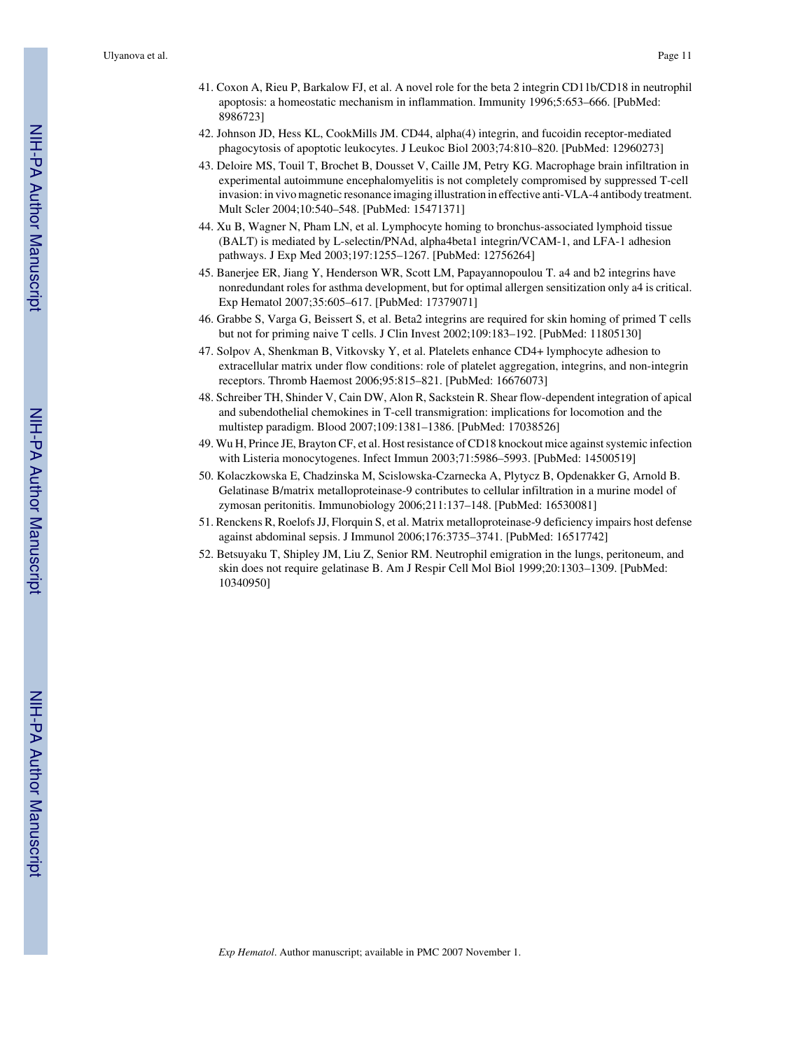41. Coxon A, Rieu P, Barkalow FJ, et al. A novel role for the beta 2 integrin CD11b/CD18 in neutrophil apoptosis: a homeostatic mechanism in inflammation. Immunity 1996;5:653–666. [PubMed: 8986723]
42. Johnson JD, Hess KL, CookMills JM. CD44, alpha(4) integrin, and fucoidin receptor-mediated phagocytosis of apoptotic leukocytes. J Leukoc Biol 2003;74:810–820. [PubMed: 12960273]
43. Deloire MS, Touil T, Brochet B, Dousset V, Caille JM, Petry KG. Macrophage brain infiltration in experimental autoimmune encephalomyelitis is not completely compromised by suppressed T-cell invasion: in vivo magnetic resonance imaging illustration in effective anti-VLA-4 antibody treatment. Mult Scler 2004;10:540–548. [PubMed: 15471371]
44. Xu B, Wagner N, Pham LN, et al. Lymphocyte homing to bronchus-associated lymphoid tissue (BALT) is mediated by L-selectin/PNAd, alpha4beta1 integrin/VCAM-1, and LFA-1 adhesion pathways. J Exp Med 2003;197:1255–1267. [PubMed: 12756264]
45. Banerjee ER, Jiang Y, Henderson WR, Scott LM, Papayannopoulou T. a4 and b2 integrins have nonredundant roles for asthma development, but for optimal allergen sensitization only a4 is critical. Exp Hematol 2007;35:605–617. [PubMed: 17379071]
46. Grabbe S, Varga G, Beissert S, et al. Beta2 integrins are required for skin homing of primed T cells but not for priming naive T cells. J Clin Invest 2002;109:183–192. [PubMed: 11805130]
47. Solpov A, Shenkman B, Vitkovsky Y, et al. Platelets enhance CD4+ lymphocyte adhesion to extracellular matrix under flow conditions: role of platelet aggregation, integrins, and non-integrin receptors. Thromb Haemost 2006;95:815–821. [PubMed: 16676073]
48. Schreiber TH, Shinder V, Cain DW, Alon R, Sackstein R. Shear flow-dependent integration of apical and subendothelial chemokines in T-cell transmigration: implications for locomotion and the multistep paradigm. Blood 2007;109:1381–1386. [PubMed: 17038526]
49. Wu H, Prince JE, Brayton CF, et al. Host resistance of CD18 knockout mice against systemic infection with Listeria monocytogenes. Infect Immun 2003;71:5986–5993. [PubMed: 14500519]
50. Kolaczkowska E, Chadzinska M, Scislowska-Czarnecka A, Plytycz B, Opdenakker G, Arnold B. Gelatinase B/matrix metalloproteinase-9 contributes to cellular infiltration in a murine model of zymosan peritonitis. Immunobiology 2006;211:137–148. [PubMed: 16530081]
51. Renckens R, Roelofs JJ, Florquin S, et al. Matrix metalloproteinase-9 deficiency impairs host defense against abdominal sepsis. J Immunol 2006;176:3735–3741. [PubMed: 16517742]
52. Betsuyaku T, Shipley JM, Liu Z, Senior RM. Neutrophil emigration in the lungs, peritoneum, and skin does not require gelatinase B. Am J Respir Cell Mol Biol 1999;20:1303–1309. [PubMed: 10340950]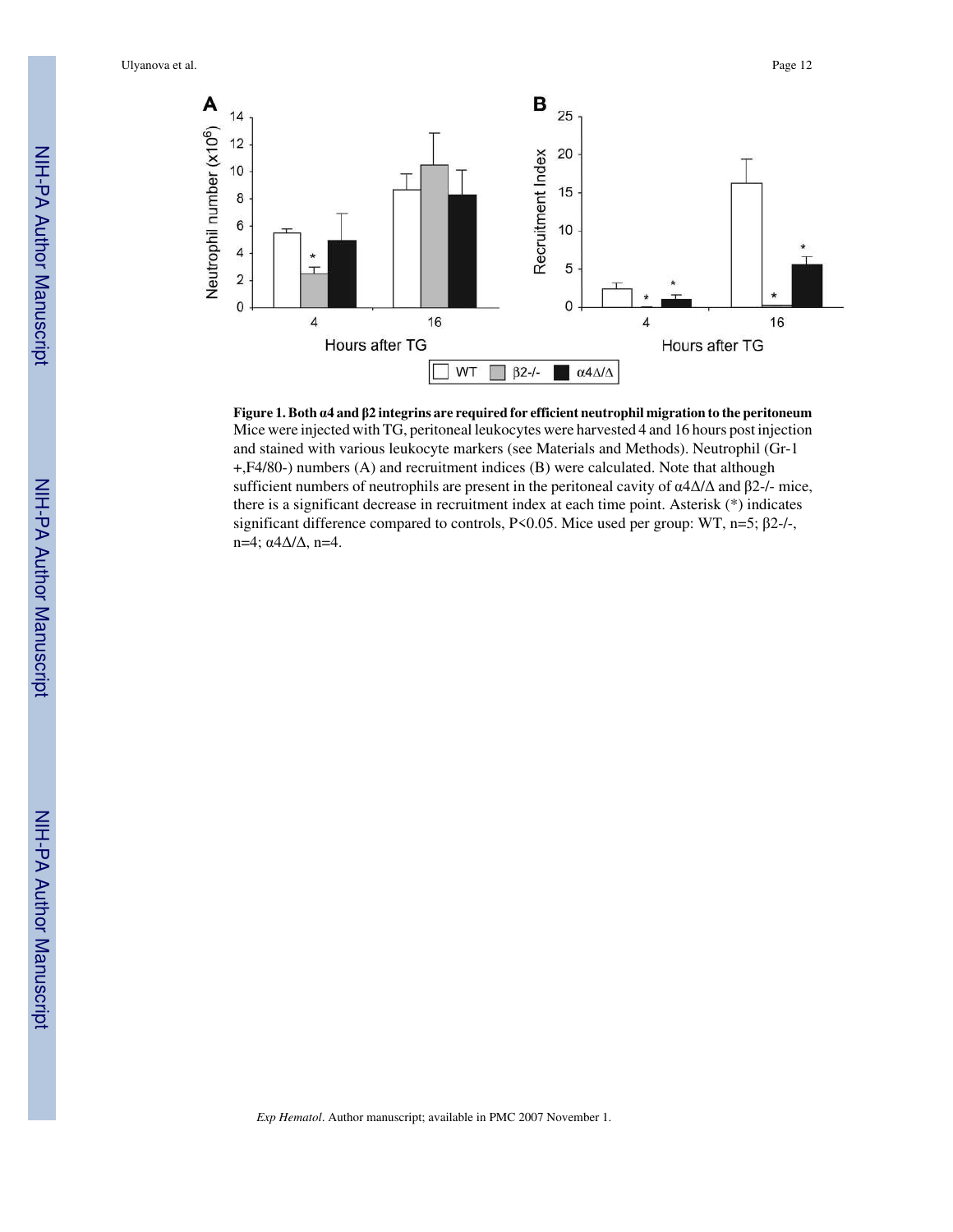A

Neutrophil number (x10$^6$)

14
12
10
8
6
4
2
0

*

4
16

Hours after TG

B

Recruitment Index

25
20
15
10
5
0

*
*
*
*
*

4
16

Hours after TG

WT β2-/- α4Δ/Δ

**Figure 1. Both α4 and β2 integrins are required for efficient neutrophil migration to the peritoneum**
Mice were injected with TG, peritoneal leukocytes were harvested 4 and 16 hours post injection and stained with various leukocyte markers (see Materials and Methods). Neutrophil (Gr-1 +,F4/80-) numbers (A) and recruitment indices (B) were calculated. Note that although sufficient numbers of neutrophils are present in the peritoneal cavity of α4Δ/Δ and β2-/- mice, there is a significant decrease in recruitment index at each time point. Asterisk (*) indicates significant difference compared to controls, $P<0.05$. Mice used per group: WT, n=5; β2-/-, n=4; α4Δ/Δ, n=4.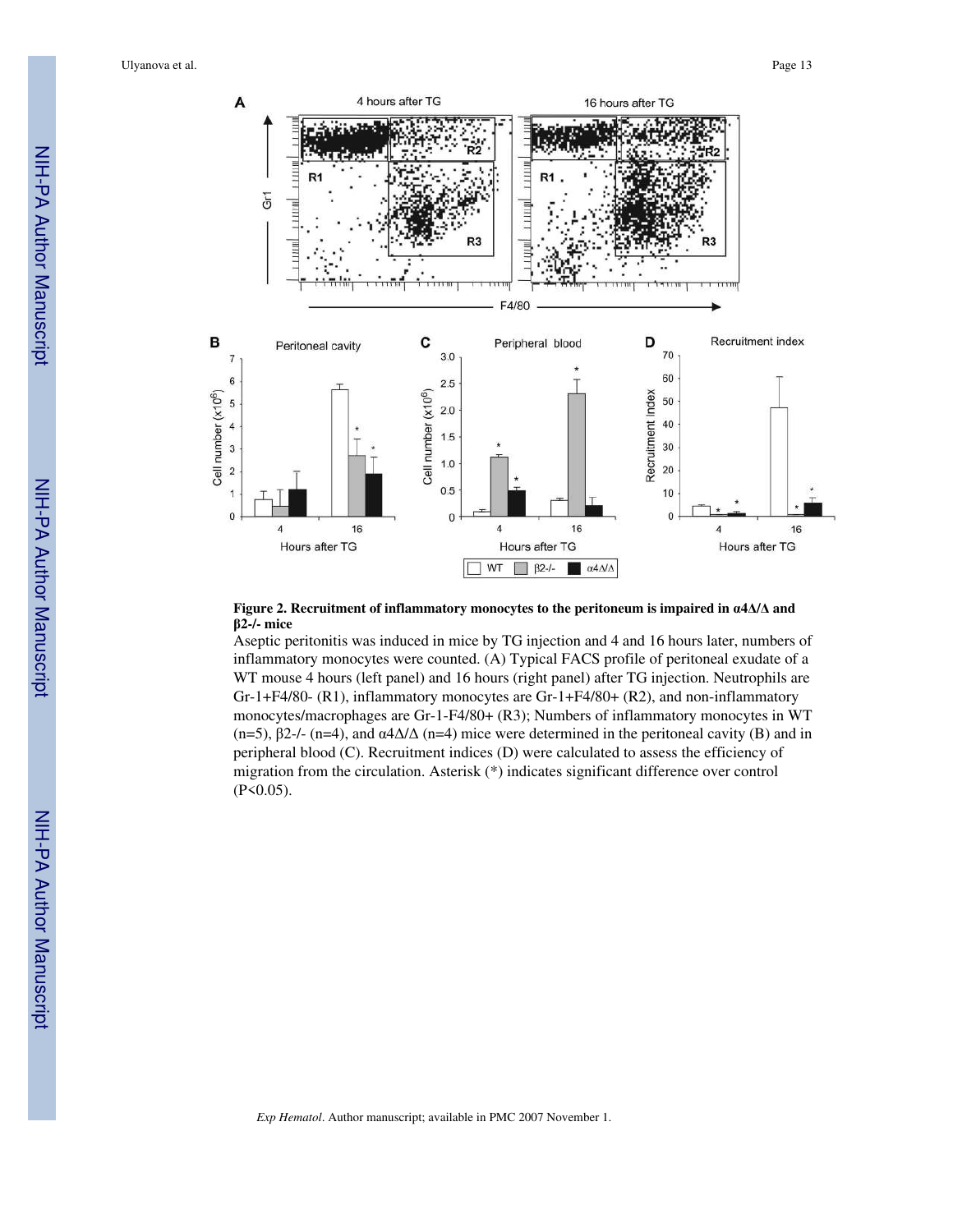**Figure 2. Recruitment of inflammatory monocytes to the peritoneum is impaired in α4Δ/Δ and β2-/- mice**

Aseptic peritonitis was induced in mice by TG injection and 4 and 16 hours later, numbers of inflammatory monocytes were counted. (A) Typical FACS profile of peritoneal exudate of a WT mouse 4 hours (left panel) and 16 hours (right panel) after TG injection. Neutrophils are Gr-1+F4/80- (R1), inflammatory monocytes are Gr-1+F4/80+ (R2), and non-inflammatory monocytes/macrophages are Gr-1-F4/80+ (R3); Numbers of inflammatory monocytes in WT (n=5), β2-/- (n=4), and α4Δ/Δ (n=4) mice were determined in the peritoneal cavity (B) and in peripheral blood (C). Recruitment indices (D) were calculated to assess the efficiency of migration from the circulation. Asterisk (*) indicates significant difference over control ($P<0.05$).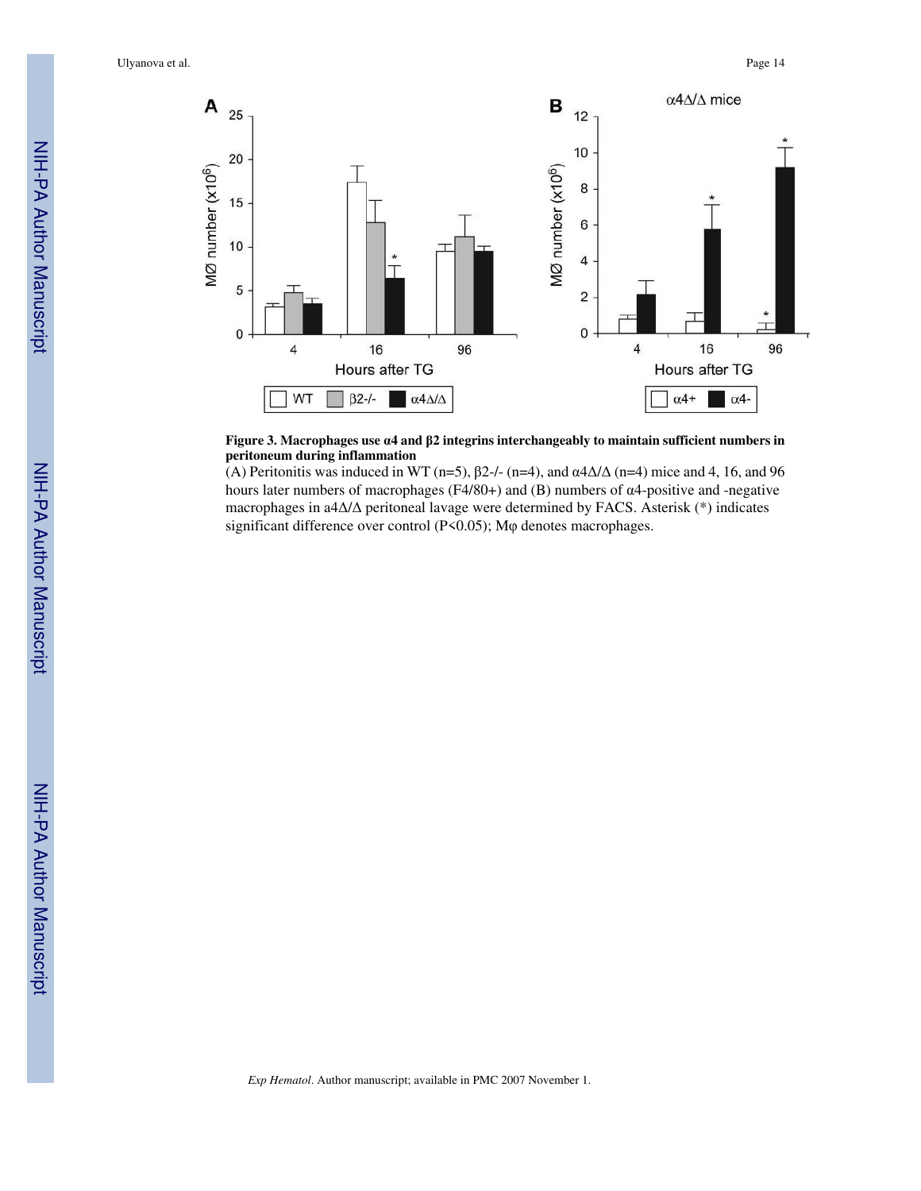A

25

20

15

10

5

0

MØ number (x10[6])

4

16

96

Hours after TG

WT β2-/- α4Δ/Δ

B

α4Δ/Δ mice

12

10

8

6

4

2

0

MØ number (x10[6])

4

16

96

Hours after TG

α4+ α4-

**Figure 3. Macrophages use α4 and β2 integrins interchangeably to maintain sufficient numbers in peritoneum during inflammation**

(A) Peritonitis was induced in WT (n=5), β2-/- (n=4), and α4Δ/Δ (n=4) mice and 4, 16, and 96 hours later numbers of macrophages (F4/80+) and (B) numbers of α4-positive and -negative macrophages in a4Δ/Δ peritoneal lavage were determined by FACS. Asterisk (*) indicates significant difference over control ($P<0.05$); Mφ denotes macrophages.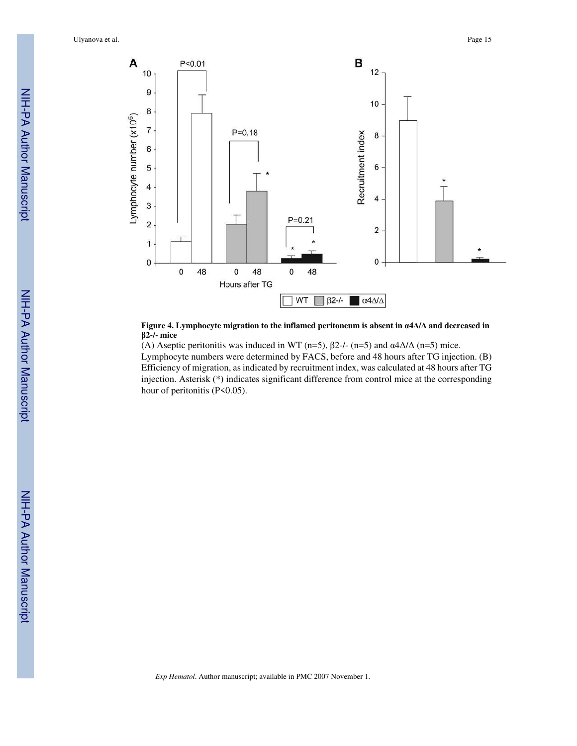A

P<0.01

10
9
8
7
6
5
4
3
2
1
0

Lymphocyte number ($\times 10^6$)

P=0.18

*

P=0.21

*
*

0 48 0 48 0 48

Hours after TG

B

12
10
8
6
4
2
0

Recruitment index

*

*

WT β2-/- α4Δ/Δ

**Figure 4. Lymphocyte migration to the inflamed peritoneum is absent in α4Δ/Δ and decreased in β2-/- mice**

(A) Aseptic peritonitis was induced in WT (n=5), β2-/- (n=5) and α4Δ/Δ (n=5) mice. Lymphocyte numbers were determined by FACS, before and 48 hours after TG injection. (B) Efficiency of migration, as indicated by recruitment index, was calculated at 48 hours after TG injection. Asterisk (*) indicates significant difference from control mice at the corresponding hour of peritonitis ($P<0.05$).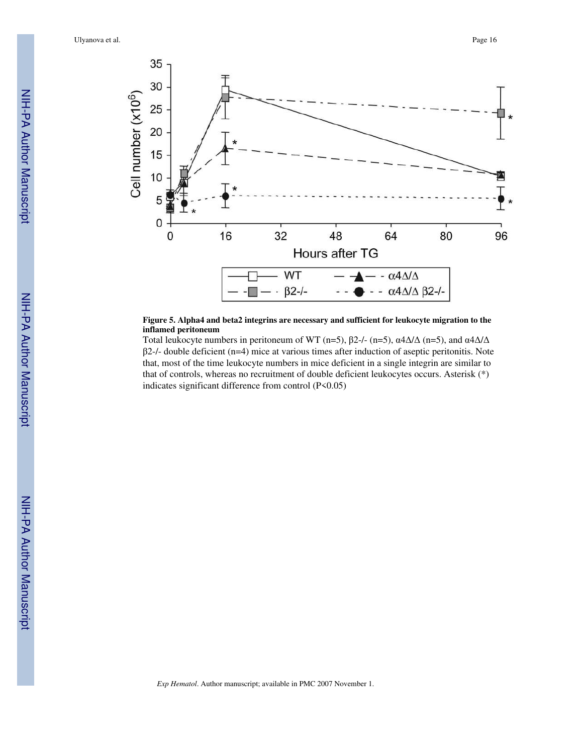35
30
25
20
15
10
5
0

Cell number ($x10^6$)

0
16
32
48
64
80
96

Hours after TG

*
*
*
*
*

WT
$\alpha4\Delta/\Delta$
$\beta2$-/-
$\alpha4\Delta/\Delta$ $\beta2$-/-

**Figure 5. Alpha4 and beta2 integrins are necessary and sufficient for leukocyte migration to the inflamed peritoneum**

Total leukocyte numbers in peritoneum of WT (n=5), $\beta2$-/- (n=5), $\alpha4\Delta/\Delta$ (n=5), and $\alpha4\Delta/\Delta$ $\beta2$-/- double deficient (n=4) mice at various times after induction of aseptic peritonitis. Note that, most of the time leukocyte numbers in mice deficient in a single integrin are similar to that of controls, whereas no recruitment of double deficient leukocytes occurs. Asterisk (*) indicates significant difference from control ($P<0.05$)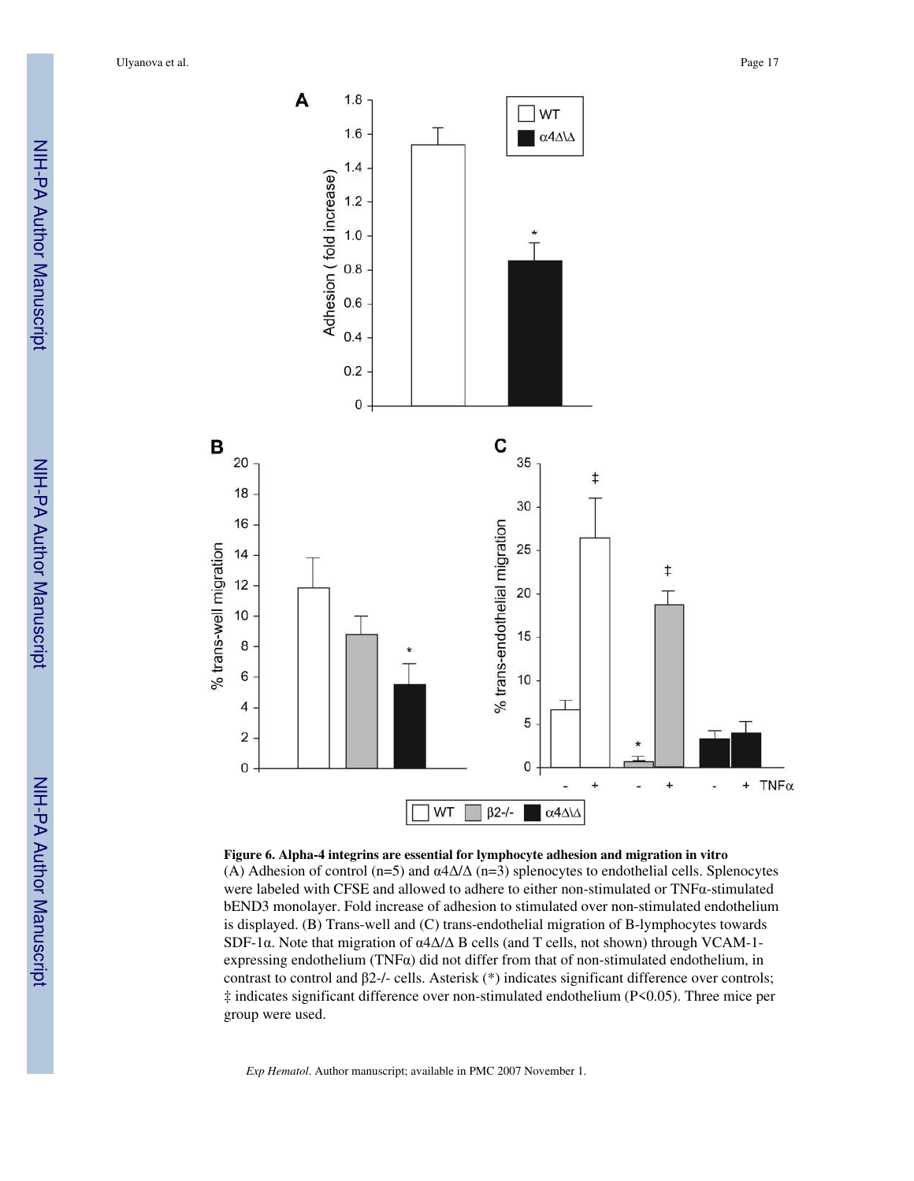A

1.8
1.6
1.4
1.2
1.0
0.8
0.6
0.4
0.2
0

Adhesion ( fold increase)

WT
α4Δ\Δ

\*

B

20
18
16
14
12
10
8
6
4
2
0

% trans-well migration

\*

C

35
30
25
20
15
10
5
0

% trans-endothelial migration

‡
‡
\*

- + - + - + TNFα

WT β2-/- α4Δ\Δ

**Figure 6. Alpha-4 integrins are essential for lymphocyte adhesion and migration in vitro**
(A) Adhesion of control (n=5) and α4Δ/Δ (n=3) splenocytes to endothelial cells. Splenocytes were labeled with CFSE and allowed to adhere to either non-stimulated or TNFα-stimulated bEND3 monolayer. Fold increase of adhesion to stimulated over non-stimulated endothelium is displayed. (B) Trans-well and (C) trans-endothelial migration of B-lymphocytes towards SDF-1α. Note that migration of α4Δ/Δ B cells (and T cells, not shown) through VCAM-1-expressing endothelium (TNFα) did not differ from that of non-stimulated endothelium, in contrast to control and β2-/- cells. Asterisk (*) indicates significant difference over controls; ‡ indicates significant difference over non-stimulated endothelium (P<0.05). Three mice per group were used.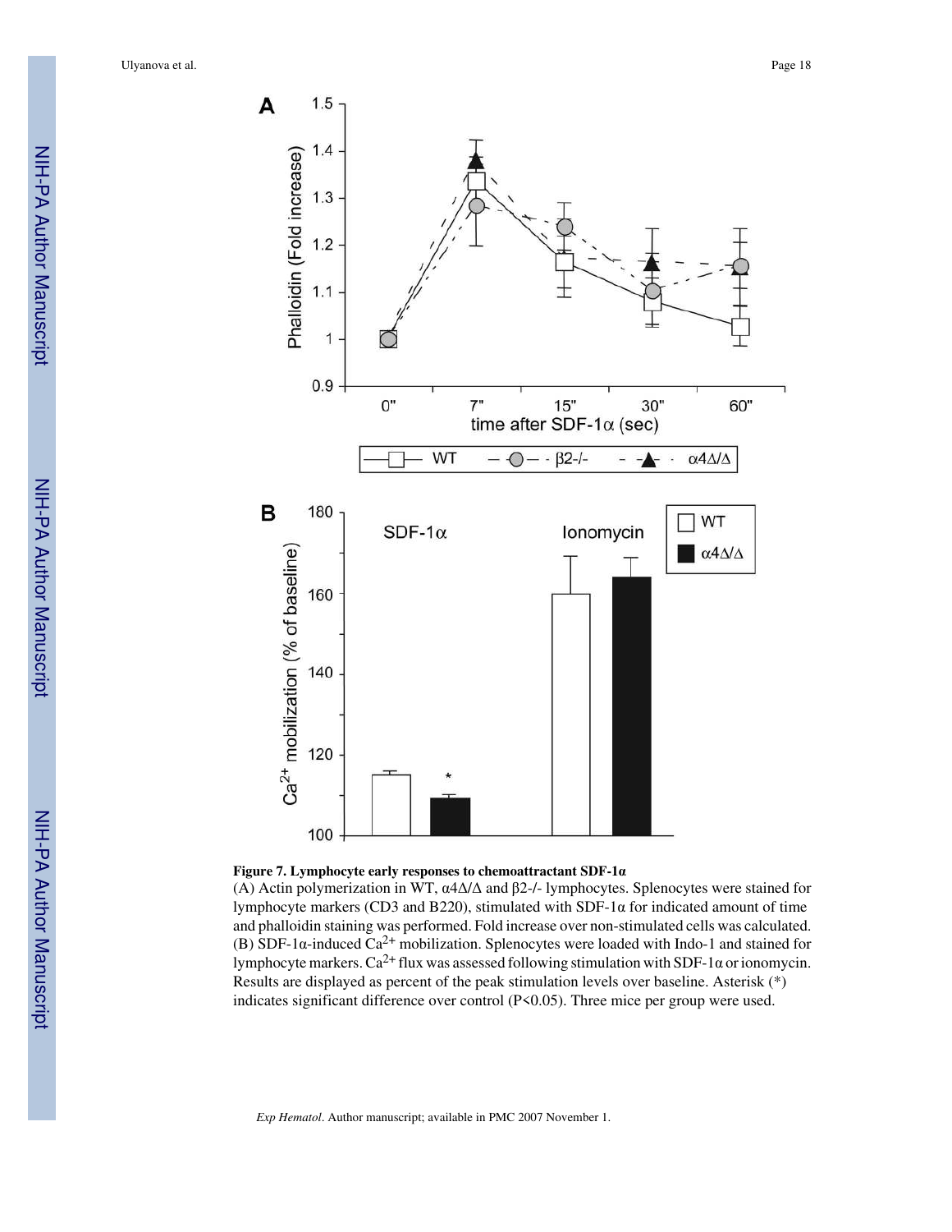A

1.5

1.4

1.3

1.2

1.1

1

0.9

Phalloidin (Fold increase)

0"

7"

15"

30"

60"

time after SDF-1α (sec)

WT

β2-/-

α4Δ/Δ

B

180

160

140

120

100

$Ca^{2+}$ mobilization (% of baseline)

SDF-1α

Ionomycin

WT

α4Δ/Δ

*

**Figure 7. Lymphocyte early responses to chemoattractant SDF-1α**

(A) Actin polymerization in WT, α4Δ/Δ and β2-/- lymphocytes. Splenocytes were stained for lymphocyte markers (CD3 and B220), stimulated with SDF-1α for indicated amount of time and phalloidin staining was performed. Fold increase over non-stimulated cells was calculated. (B) SDF-1α-induced $Ca^{2+}$ mobilization. Splenocytes were loaded with Indo-1 and stained for lymphocyte markers. $Ca^{2+}$ flux was assessed following stimulation with SDF-1α or ionomycin. Results are displayed as percent of the peak stimulation levels over baseline. Asterisk (*) indicates significant difference over control ($P<0.05$). Three mice per group were used.